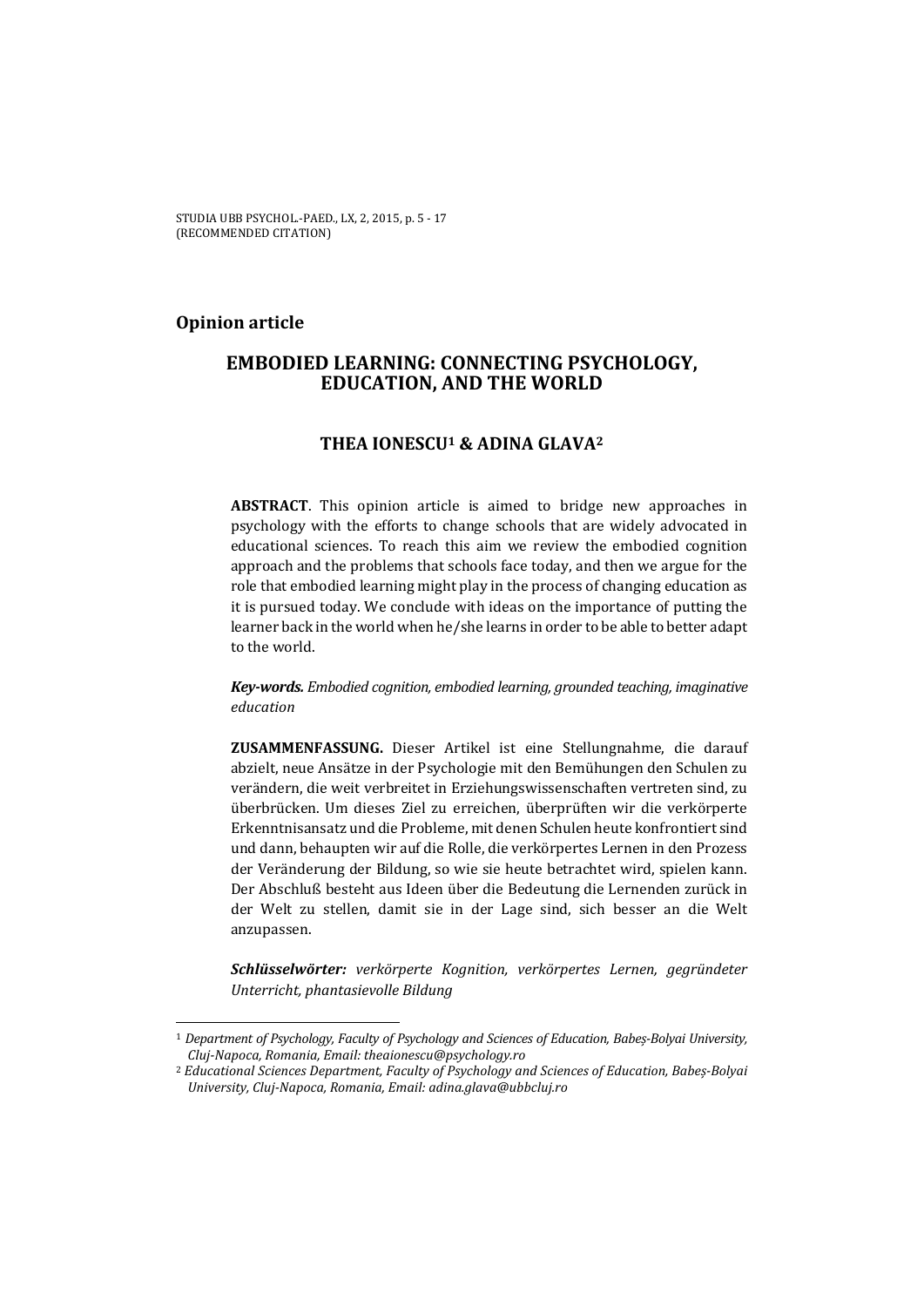**Opinion article**

# EMBODIED LEARNING: CONNECTING PSYCHOLOGY, EDUCATION, AND THE WORLD

## THEA IONESCU[1] & ADINA GLAVA[2]

**ABSTRACT**. This opinion article is aimed to bridge new approaches in psychology with the efforts to change schools that are widely advocated in educational sciences. To reach this aim we review the embodied cognition approach and the problems that schools face today, and then we argue for the role that embodied learning might play in the process of changing education as it is pursued today. We conclude with ideas on the importance of putting the learner back in the world when he/she learns in order to be able to better adapt to the world.

***Key-words.*** *Embodied cognition, embodied learning, grounded teaching, imaginative education*

**ZUSAMMENFASSUNG.** Dieser Artikel ist eine Stellungnahme, die darauf abzielt, neue Ansätze in der Psychologie mit den Bemühungen den Schulen zu verändern, die weit verbreitet in Erziehungswissenschaften vertreten sind, zu überbrücken. Um dieses Ziel zu erreichen, überprüften wir die verkörperte Erkenntnisansatz und die Probleme, mit denen Schulen heute konfrontiert sind und dann, behaupten wir auf die Rolle, die verkörpertes Lernen in den Prozess der Veränderung der Bildung, so wie sie heute betrachtet wird, spielen kann. Der Abschluß besteht aus Ideen über die Bedeutung die Lernenden zurück in der Welt zu stellen, damit sie in der Lage sind, sich besser an die Welt anzupassen.

***Schlüsselwörter:*** *verkörperte Kognition, verkörpertes Lernen, gegründeter Unterricht, phantasievolle Bildung*

---

[1] *Department of Psychology, Faculty of Psychology and Sciences of Education, Babeș-Bolyai University, Cluj-Napoca, Romania, Email: theaionescu@psychology.ro*

[2] *Educational Sciences Department, Faculty of Psychology and Sciences of Education, Babeș-Bolyai University, Cluj-Napoca, Romania, Email: adina.glava@ubbcluj.ro*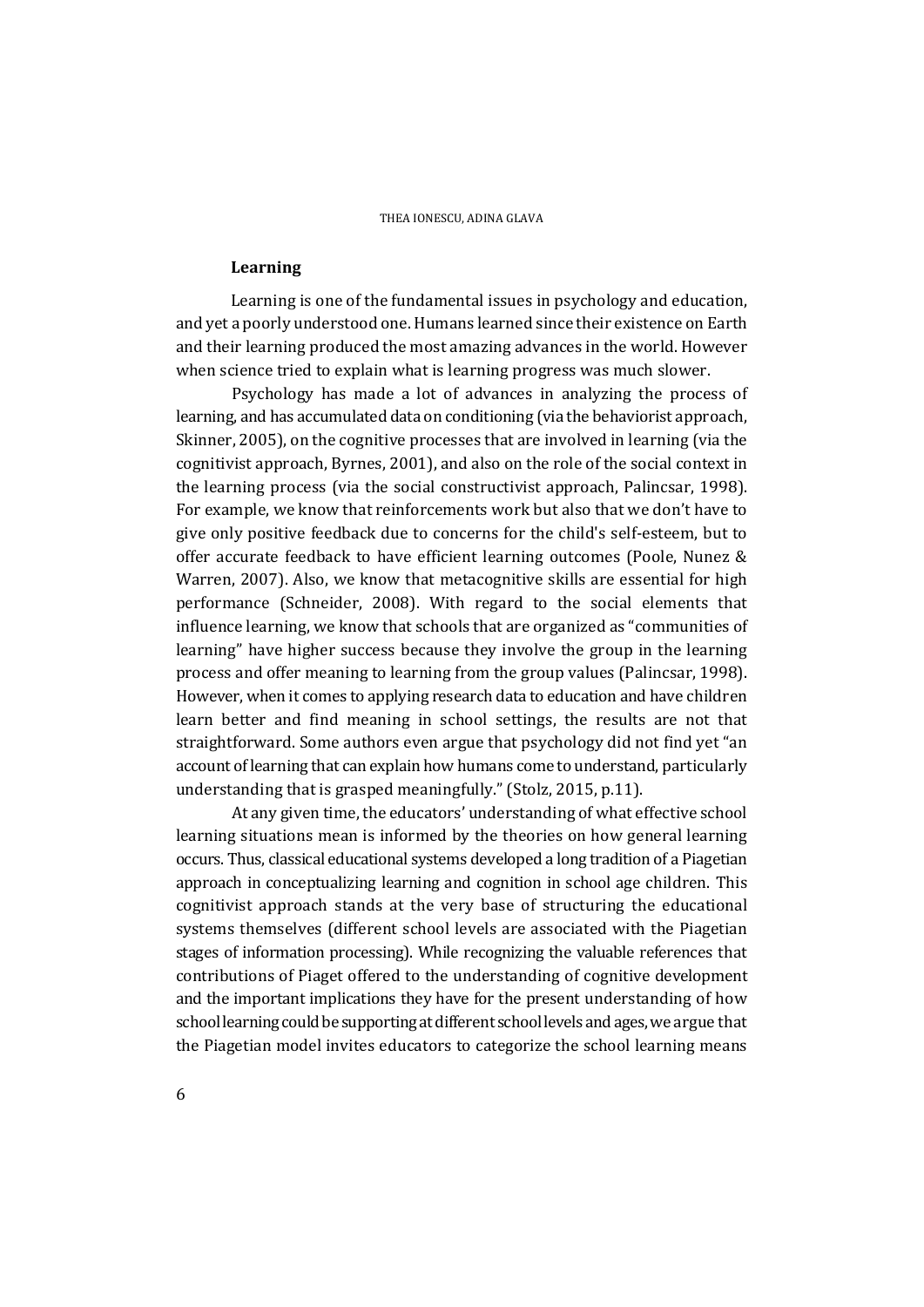## Learning

Learning is one of the fundamental issues in psychology and education, and yet a poorly understood one. Humans learned since their existence on Earth and their learning produced the most amazing advances in the world. However when science tried to explain what is learning progress was much slower.

Psychology has made a lot of advances in analyzing the process of learning, and has accumulated data on conditioning (via the behaviorist approach, Skinner, 2005), on the cognitive processes that are involved in learning (via the cognitivist approach, Byrnes, 2001), and also on the role of the social context in the learning process (via the social constructivist approach, Palincsar, 1998). For example, we know that reinforcements work but also that we don't have to give only positive feedback due to concerns for the child's self-esteem, but to offer accurate feedback to have efficient learning outcomes (Poole, Nunez & Warren, 2007). Also, we know that metacognitive skills are essential for high performance (Schneider, 2008). With regard to the social elements that influence learning, we know that schools that are organized as "communities of learning" have higher success because they involve the group in the learning process and offer meaning to learning from the group values (Palincsar, 1998). However, when it comes to applying research data to education and have children learn better and find meaning in school settings, the results are not that straightforward. Some authors even argue that psychology did not find yet "an account of learning that can explain how humans come to understand, particularly understanding that is grasped meaningfully." (Stolz, 2015, p.11).

At any given time, the educators' understanding of what effective school learning situations mean is informed by the theories on how general learning occurs. Thus, classical educational systems developed a long tradition of a Piagetian approach in conceptualizing learning and cognition in school age children. This cognitivist approach stands at the very base of structuring the educational systems themselves (different school levels are associated with the Piagetian stages of information processing). While recognizing the valuable references that contributions of Piaget offered to the understanding of cognitive development and the important implications they have for the present understanding of how school learning could be supporting at different school levels and ages, we argue that the Piagetian model invites educators to categorize the school learning means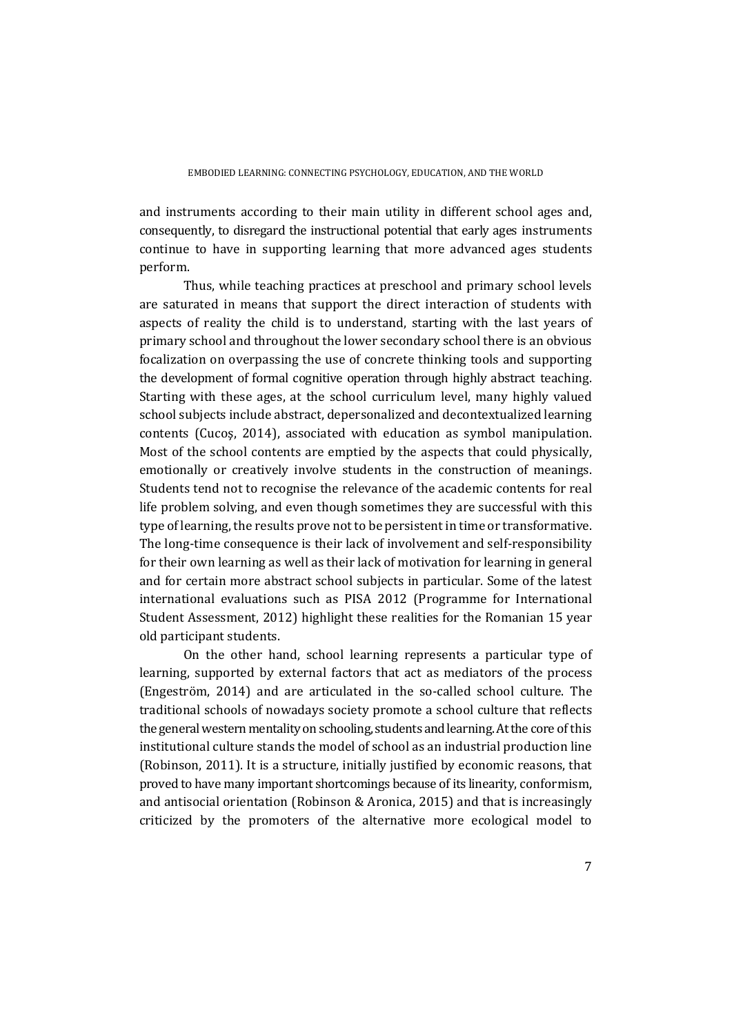and instruments according to their main utility in different school ages and, consequently, to disregard the instructional potential that early ages instruments continue to have in supporting learning that more advanced ages students perform.

Thus, while teaching practices at preschool and primary school levels are saturated in means that support the direct interaction of students with aspects of reality the child is to understand, starting with the last years of primary school and throughout the lower secondary school there is an obvious focalization on overpassing the use of concrete thinking tools and supporting the development of formal cognitive operation through highly abstract teaching. Starting with these ages, at the school curriculum level, many highly valued school subjects include abstract, depersonalized and decontextualized learning contents (Cucoş, 2014), associated with education as symbol manipulation. Most of the school contents are emptied by the aspects that could physically, emotionally or creatively involve students in the construction of meanings. Students tend not to recognise the relevance of the academic contents for real life problem solving, and even though sometimes they are successful with this type of learning, the results prove not to be persistent in time or transformative. The long-time consequence is their lack of involvement and self-responsibility for their own learning as well as their lack of motivation for learning in general and for certain more abstract school subjects in particular. Some of the latest international evaluations such as PISA 2012 (Programme for International Student Assessment, 2012) highlight these realities for the Romanian 15 year old participant students.

On the other hand, school learning represents a particular type of learning, supported by external factors that act as mediators of the process (Engeström, 2014) and are articulated in the so-called school culture. The traditional schools of nowadays society promote a school culture that reflects the general western mentality on schooling, students and learning. At the core of this institutional culture stands the model of school as an industrial production line (Robinson, 2011). It is a structure, initially justified by economic reasons, that proved to have many important shortcomings because of its linearity, conformism, and antisocial orientation (Robinson & Aronica, 2015) and that is increasingly criticized by the promoters of the alternative more ecological model to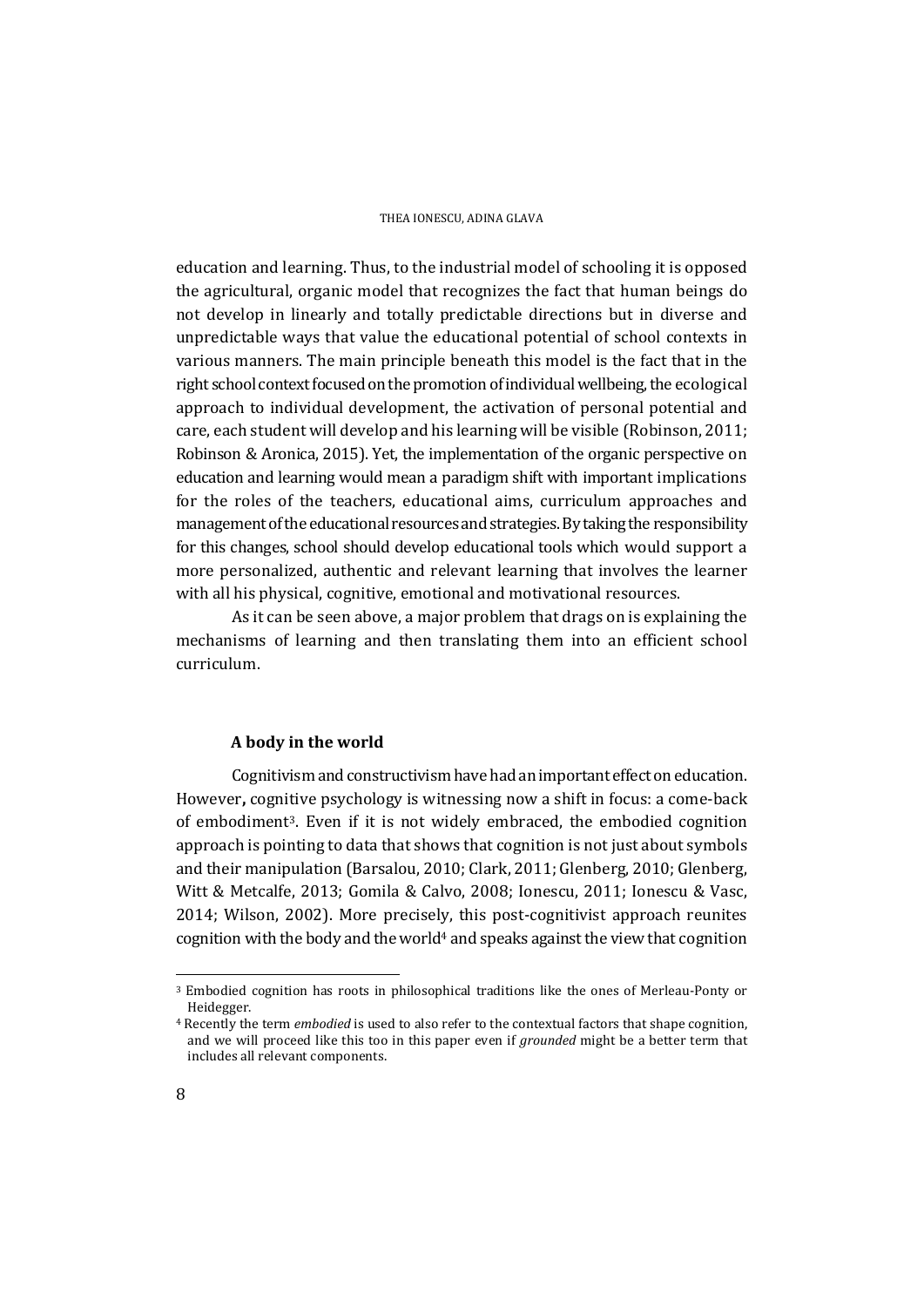education and learning. Thus, to the industrial model of schooling it is opposed the agricultural, organic model that recognizes the fact that human beings do not develop in linearly and totally predictable directions but in diverse and unpredictable ways that value the educational potential of school contexts in various manners. The main principle beneath this model is the fact that in the right school context focused on the promotion of individual wellbeing, the ecological approach to individual development, the activation of personal potential and care, each student will develop and his learning will be visible (Robinson, 2011; Robinson & Aronica, 2015). Yet, the implementation of the organic perspective on education and learning would mean a paradigm shift with important implications for the roles of the teachers, educational aims, curriculum approaches and management of the educational resources and strategies. By taking the responsibility for this changes, school should develop educational tools which would support a more personalized, authentic and relevant learning that involves the learner with all his physical, cognitive, emotional and motivational resources.

As it can be seen above, a major problem that drags on is explaining the mechanisms of learning and then translating them into an efficient school curriculum.

## A body in the world

Cognitivism and constructivism have had an important effect on education. However**,** cognitive psychology is witnessing now a shift in focus: a come-back of embodiment[3]. Even if it is not widely embraced, the embodied cognition approach is pointing to data that shows that cognition is not just about symbols and their manipulation (Barsalou, 2010; Clark, 2011; Glenberg, 2010; Glenberg, Witt & Metcalfe, 2013; Gomila & Calvo, 2008; Ionescu, 2011; Ionescu & Vasc, 2014; Wilson, 2002). More precisely, this post-cognitivist approach reunites cognition with the body and the world[4] and speaks against the view that cognition

[3] Embodied cognition has roots in philosophical traditions like the ones of Merleau-Ponty or Heidegger.

[4] Recently the term *embodied* is used to also refer to the contextual factors that shape cognition, and we will proceed like this too in this paper even if *grounded* might be a better term that includes all relevant components.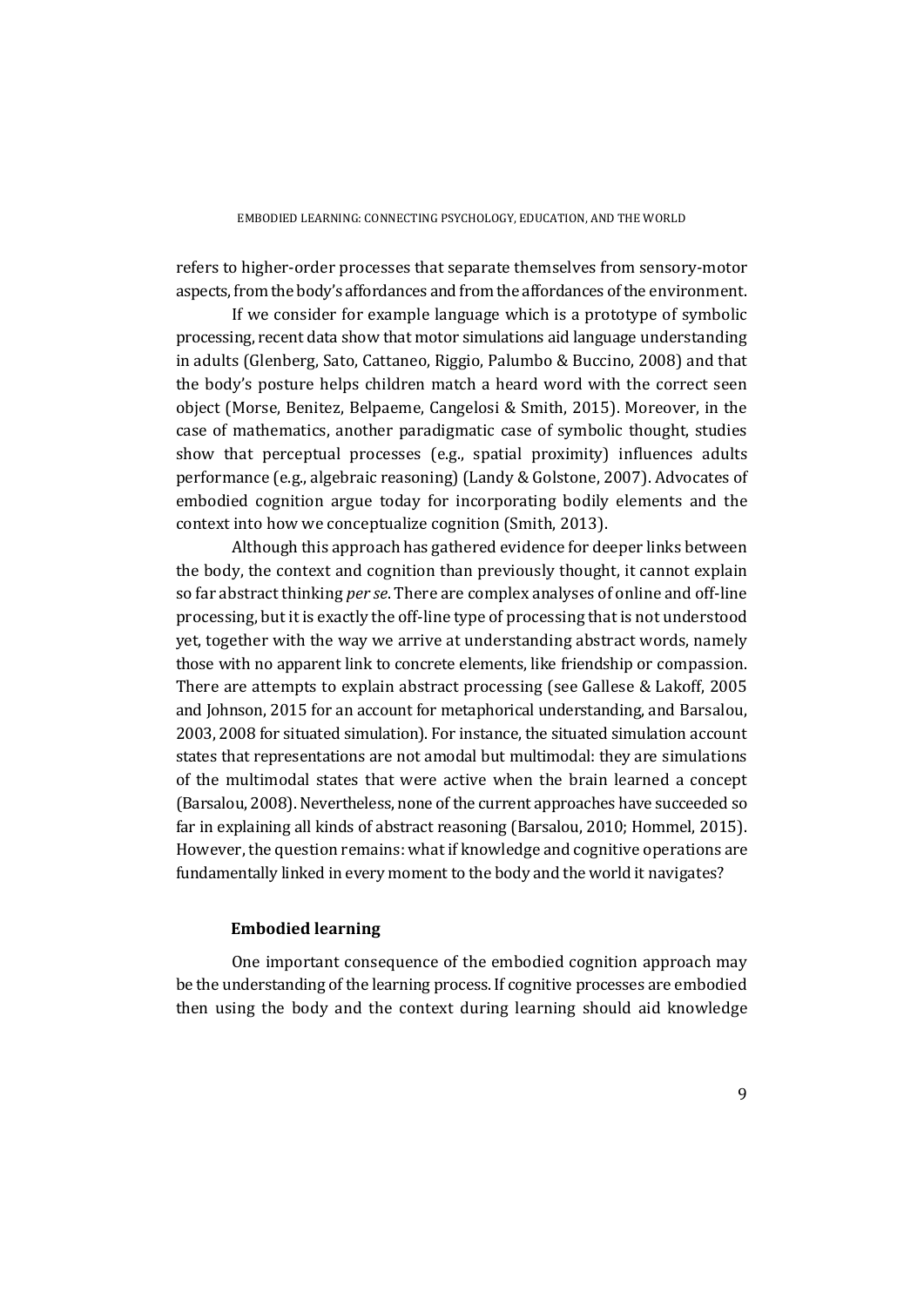refers to higher-order processes that separate themselves from sensory-motor aspects, from the body's affordances and from the affordances of the environment.

If we consider for example language which is a prototype of symbolic processing, recent data show that motor simulations aid language understanding in adults (Glenberg, Sato, Cattaneo, Riggio, Palumbo & Buccino, 2008) and that the body's posture helps children match a heard word with the correct seen object (Morse, Benitez, Belpaeme, Cangelosi & Smith, 2015). Moreover, in the case of mathematics, another paradigmatic case of symbolic thought, studies show that perceptual processes (e.g., spatial proximity) influences adults performance (e.g., algebraic reasoning) (Landy & Golstone, 2007). Advocates of embodied cognition argue today for incorporating bodily elements and the context into how we conceptualize cognition (Smith, 2013).

Although this approach has gathered evidence for deeper links between the body, the context and cognition than previously thought, it cannot explain so far abstract thinking *per se*. There are complex analyses of online and off-line processing, but it is exactly the off-line type of processing that is not understood yet, together with the way we arrive at understanding abstract words, namely those with no apparent link to concrete elements, like friendship or compassion. There are attempts to explain abstract processing (see Gallese & Lakoff, 2005 and Johnson, 2015 for an account for metaphorical understanding, and Barsalou, 2003, 2008 for situated simulation). For instance, the situated simulation account states that representations are not amodal but multimodal: they are simulations of the multimodal states that were active when the brain learned a concept (Barsalou, 2008). Nevertheless, none of the current approaches have succeeded so far in explaining all kinds of abstract reasoning (Barsalou, 2010; Hommel, 2015). However, the question remains: what if knowledge and cognitive operations are fundamentally linked in every moment to the body and the world it navigates?

**Embodied learning**

One important consequence of the embodied cognition approach may be the understanding of the learning process. If cognitive processes are embodied then using the body and the context during learning should aid knowledge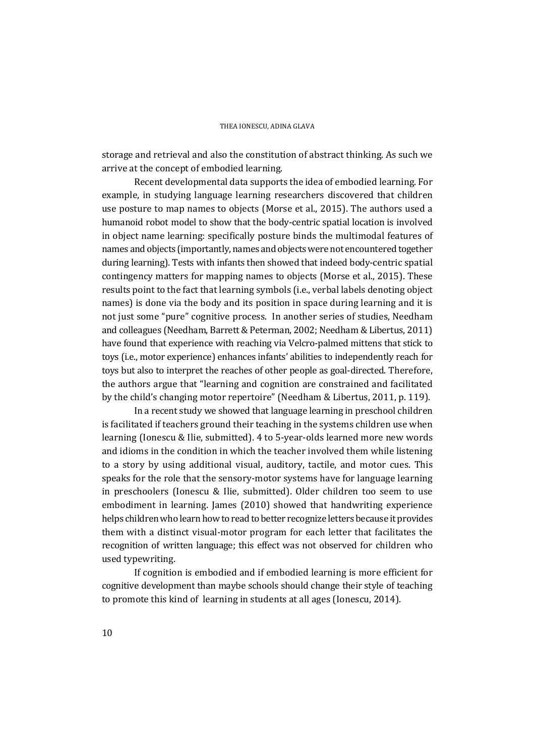storage and retrieval and also the constitution of abstract thinking. As such we arrive at the concept of embodied learning.

Recent developmental data supports the idea of embodied learning. For example, in studying language learning researchers discovered that children use posture to map names to objects (Morse et al., 2015). The authors used a humanoid robot model to show that the body-centric spatial location is involved in object name learning: specifically posture binds the multimodal features of names and objects (importantly, names and objects were not encountered together during learning). Tests with infants then showed that indeed body-centric spatial contingency matters for mapping names to objects (Morse et al., 2015). These results point to the fact that learning symbols (i.e., verbal labels denoting object names) is done via the body and its position in space during learning and it is not just some "pure" cognitive process. In another series of studies, Needham and colleagues (Needham, Barrett & Peterman, 2002; Needham & Libertus, 2011) have found that experience with reaching via Velcro-palmed mittens that stick to toys (i.e., motor experience) enhances infants' abilities to independently reach for toys but also to interpret the reaches of other people as goal-directed. Therefore, the authors argue that "learning and cognition are constrained and facilitated by the child's changing motor repertoire" (Needham & Libertus, 2011, p. 119).

In a recent study we showed that language learning in preschool children is facilitated if teachers ground their teaching in the systems children use when learning (Ionescu & Ilie, submitted). 4 to 5-year-olds learned more new words and idioms in the condition in which the teacher involved them while listening to a story by using additional visual, auditory, tactile, and motor cues. This speaks for the role that the sensory-motor systems have for language learning in preschoolers (Ionescu & Ilie, submitted). Older children too seem to use embodiment in learning. James (2010) showed that handwriting experience helps children who learn how to read to better recognize letters because it provides them with a distinct visual-motor program for each letter that facilitates the recognition of written language; this effect was not observed for children who used typewriting.

If cognition is embodied and if embodied learning is more efficient for cognitive development than maybe schools should change their style of teaching to promote this kind of learning in students at all ages (Ionescu, 2014).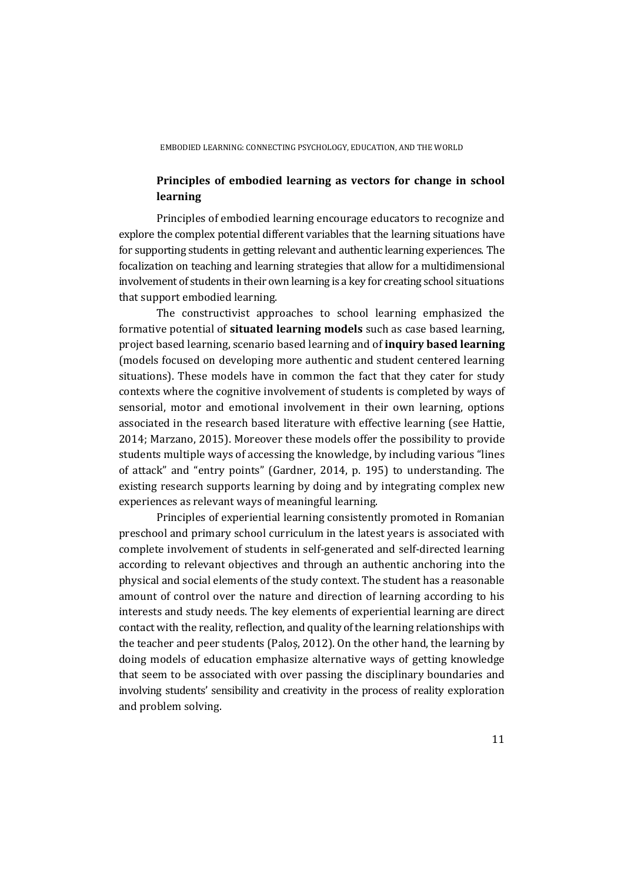## Principles of embodied learning as vectors for change in school learning

Principles of embodied learning encourage educators to recognize and explore the complex potential different variables that the learning situations have for supporting students in getting relevant and authentic learning experiences. The focalization on teaching and learning strategies that allow for a multidimensional involvement of students in their own learning is a key for creating school situations that support embodied learning.

The constructivist approaches to school learning emphasized the formative potential of **situated learning models** such as case based learning, project based learning, scenario based learning and of **inquiry based learning** (models focused on developing more authentic and student centered learning situations). These models have in common the fact that they cater for study contexts where the cognitive involvement of students is completed by ways of sensorial, motor and emotional involvement in their own learning, options associated in the research based literature with effective learning (see Hattie, 2014; Marzano, 2015). Moreover these models offer the possibility to provide students multiple ways of accessing the knowledge, by including various "lines of attack" and "entry points" (Gardner, 2014, p. 195) to understanding. The existing research supports learning by doing and by integrating complex new experiences as relevant ways of meaningful learning.

Principles of experiential learning consistently promoted in Romanian preschool and primary school curriculum in the latest years is associated with complete involvement of students in self-generated and self-directed learning according to relevant objectives and through an authentic anchoring into the physical and social elements of the study context. The student has a reasonable amount of control over the nature and direction of learning according to his interests and study needs. The key elements of experiential learning are direct contact with the reality, reflection, and quality of the learning relationships with the teacher and peer students (Paloș, 2012). On the other hand, the learning by doing models of education emphasize alternative ways of getting knowledge that seem to be associated with over passing the disciplinary boundaries and involving students' sensibility and creativity in the process of reality exploration and problem solving.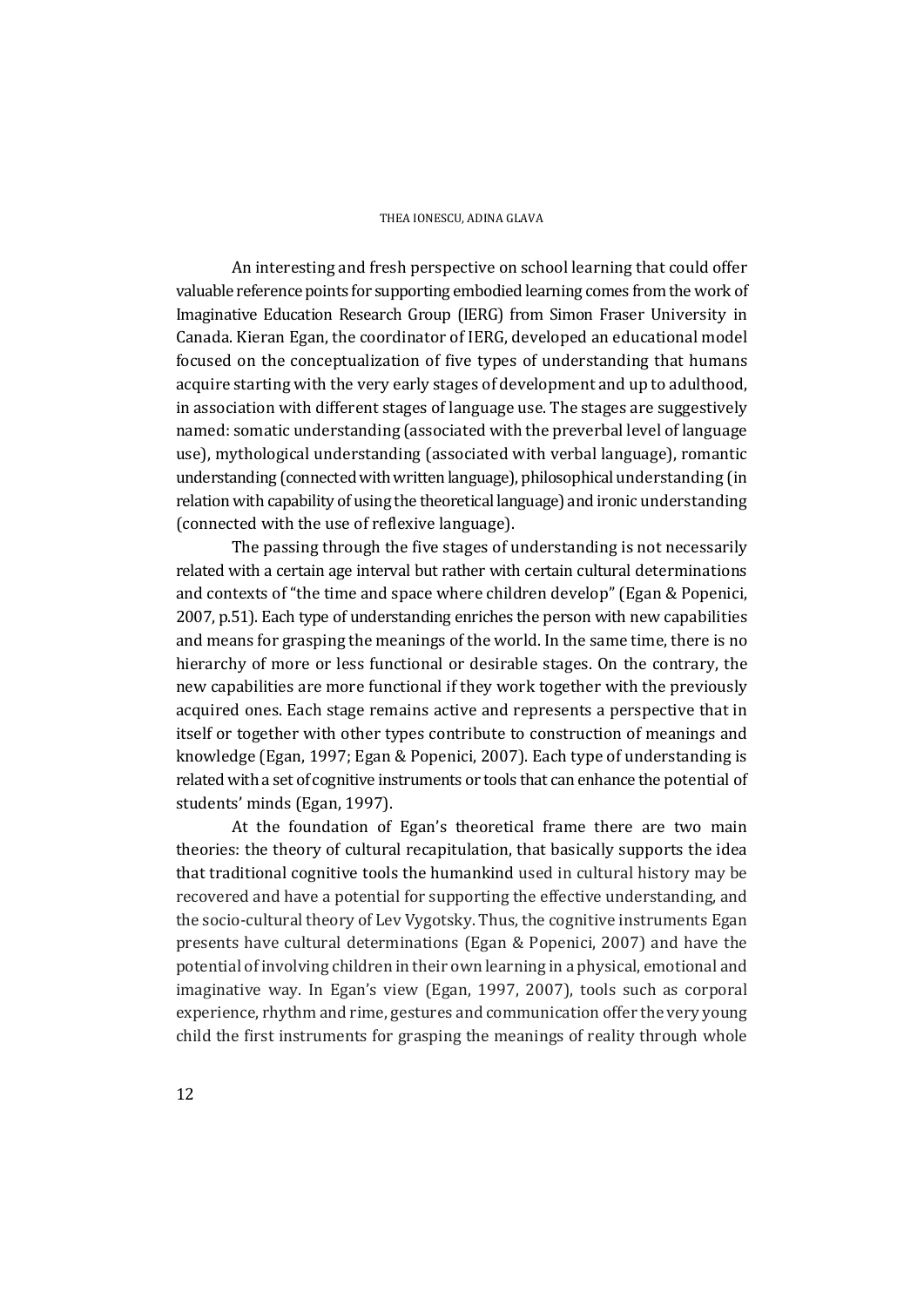An interesting and fresh perspective on school learning that could offer valuable reference points for supporting embodied learning comes from the work of Imaginative Education Research Group (IERG) from Simon Fraser University in Canada. Kieran Egan, the coordinator of IERG, developed an educational model focused on the conceptualization of five types of understanding that humans acquire starting with the very early stages of development and up to adulthood, in association with different stages of language use. The stages are suggestively named: somatic understanding (associated with the preverbal level of language use), mythological understanding (associated with verbal language), romantic understanding (connected with written language), philosophical understanding (in relation with capability of using the theoretical language) and ironic understanding (connected with the use of reflexive language).

The passing through the five stages of understanding is not necessarily related with a certain age interval but rather with certain cultural determinations and contexts of "the time and space where children develop" (Egan & Popenici, 2007, p.51). Each type of understanding enriches the person with new capabilities and means for grasping the meanings of the world. In the same time, there is no hierarchy of more or less functional or desirable stages. On the contrary, the new capabilities are more functional if they work together with the previously acquired ones. Each stage remains active and represents a perspective that in itself or together with other types contribute to construction of meanings and knowledge (Egan, 1997; Egan & Popenici, 2007). Each type of understanding is related with a set of cognitive instruments or tools that can enhance the potential of students' minds (Egan, 1997).

At the foundation of Egan's theoretical frame there are two main theories: the theory of cultural recapitulation, that basically supports the idea that traditional cognitive tools the humankind used in cultural history may be recovered and have a potential for supporting the effective understanding, and the socio-cultural theory of Lev Vygotsky. Thus, the cognitive instruments Egan presents have cultural determinations (Egan & Popenici, 2007) and have the potential of involving children in their own learning in a physical, emotional and imaginative way. In Egan's view (Egan, 1997, 2007), tools such as corporal experience, rhythm and rime, gestures and communication offer the very young child the first instruments for grasping the meanings of reality through whole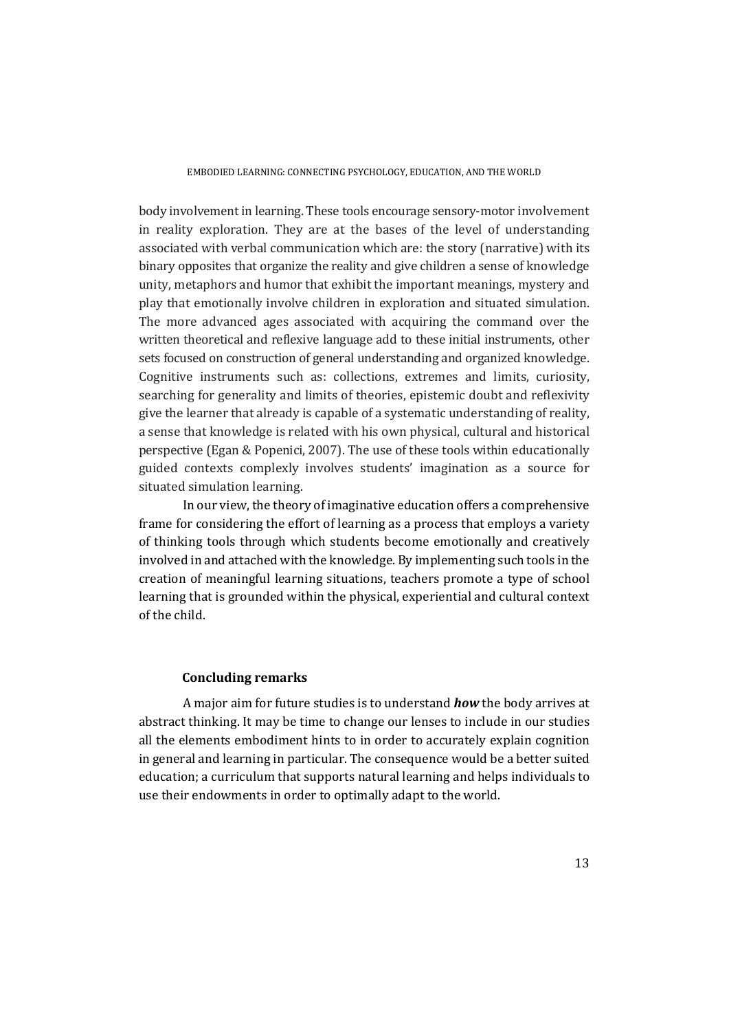body involvement in learning. These tools encourage sensory-motor involvement in reality exploration. They are at the bases of the level of understanding associated with verbal communication which are: the story (narrative) with its binary opposites that organize the reality and give children a sense of knowledge unity, metaphors and humor that exhibit the important meanings, mystery and play that emotionally involve children in exploration and situated simulation. The more advanced ages associated with acquiring the command over the written theoretical and reflexive language add to these initial instruments, other sets focused on construction of general understanding and organized knowledge. Cognitive instruments such as: collections, extremes and limits, curiosity, searching for generality and limits of theories, epistemic doubt and reflexivity give the learner that already is capable of a systematic understanding of reality, a sense that knowledge is related with his own physical, cultural and historical perspective (Egan & Popenici, 2007). The use of these tools within educationally guided contexts complexly involves students' imagination as a source for situated simulation learning.

In our view, the theory of imaginative education offers a comprehensive frame for considering the effort of learning as a process that employs a variety of thinking tools through which students become emotionally and creatively involved in and attached with the knowledge. By implementing such tools in the creation of meaningful learning situations, teachers promote a type of school learning that is grounded within the physical, experiential and cultural context of the child.

## Concluding remarks

A major aim for future studies is to understand ***how*** the body arrives at abstract thinking. It may be time to change our lenses to include in our studies all the elements embodiment hints to in order to accurately explain cognition in general and learning in particular. The consequence would be a better suited education; a curriculum that supports natural learning and helps individuals to use their endowments in order to optimally adapt to the world.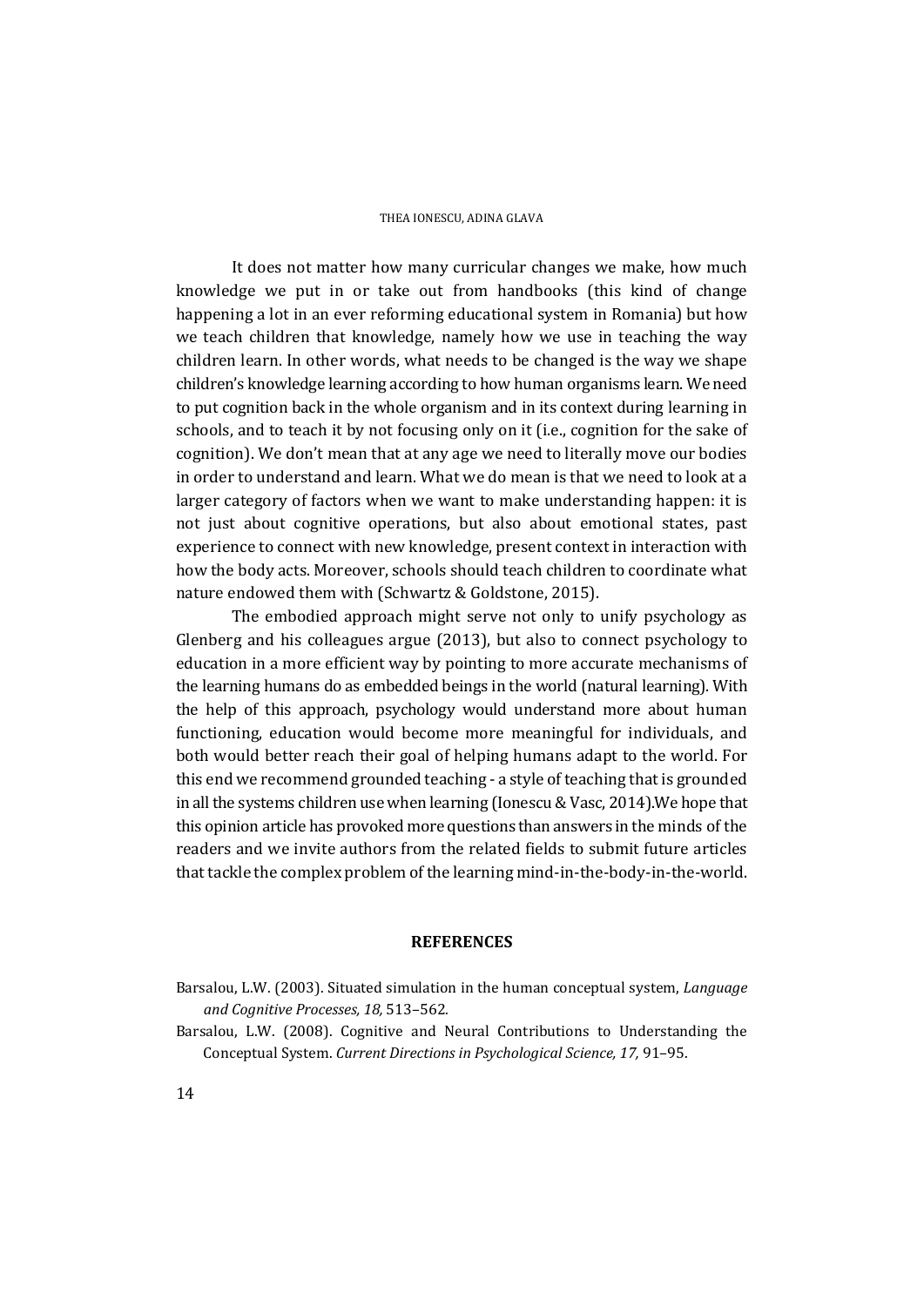It does not matter how many curricular changes we make, how much knowledge we put in or take out from handbooks (this kind of change happening a lot in an ever reforming educational system in Romania) but how we teach children that knowledge, namely how we use in teaching the way children learn. In other words, what needs to be changed is the way we shape children's knowledge learning according to how human organisms learn. We need to put cognition back in the whole organism and in its context during learning in schools, and to teach it by not focusing only on it (i.e., cognition for the sake of cognition). We don't mean that at any age we need to literally move our bodies in order to understand and learn. What we do mean is that we need to look at a larger category of factors when we want to make understanding happen: it is not just about cognitive operations, but also about emotional states, past experience to connect with new knowledge, present context in interaction with how the body acts. Moreover, schools should teach children to coordinate what nature endowed them with (Schwartz & Goldstone, 2015).

The embodied approach might serve not only to unify psychology as Glenberg and his colleagues argue (2013), but also to connect psychology to education in a more efficient way by pointing to more accurate mechanisms of the learning humans do as embedded beings in the world (natural learning). With the help of this approach, psychology would understand more about human functioning, education would become more meaningful for individuals, and both would better reach their goal of helping humans adapt to the world. For this end we recommend grounded teaching - a style of teaching that is grounded in all the systems children use when learning (Ionescu & Vasc, 2014).We hope that this opinion article has provoked more questions than answers in the minds of the readers and we invite authors from the related fields to submit future articles that tackle the complex problem of the learning mind-in-the-body-in-the-world.

## REFERENCES

Barsalou, L.W. (2003). Situated simulation in the human conceptual system, *Language and Cognitive Processes, 18,* 513–562.

Barsalou, L.W. (2008). Cognitive and Neural Contributions to Understanding the Conceptual System. *Current Directions in Psychological Science, 17,* 91–95.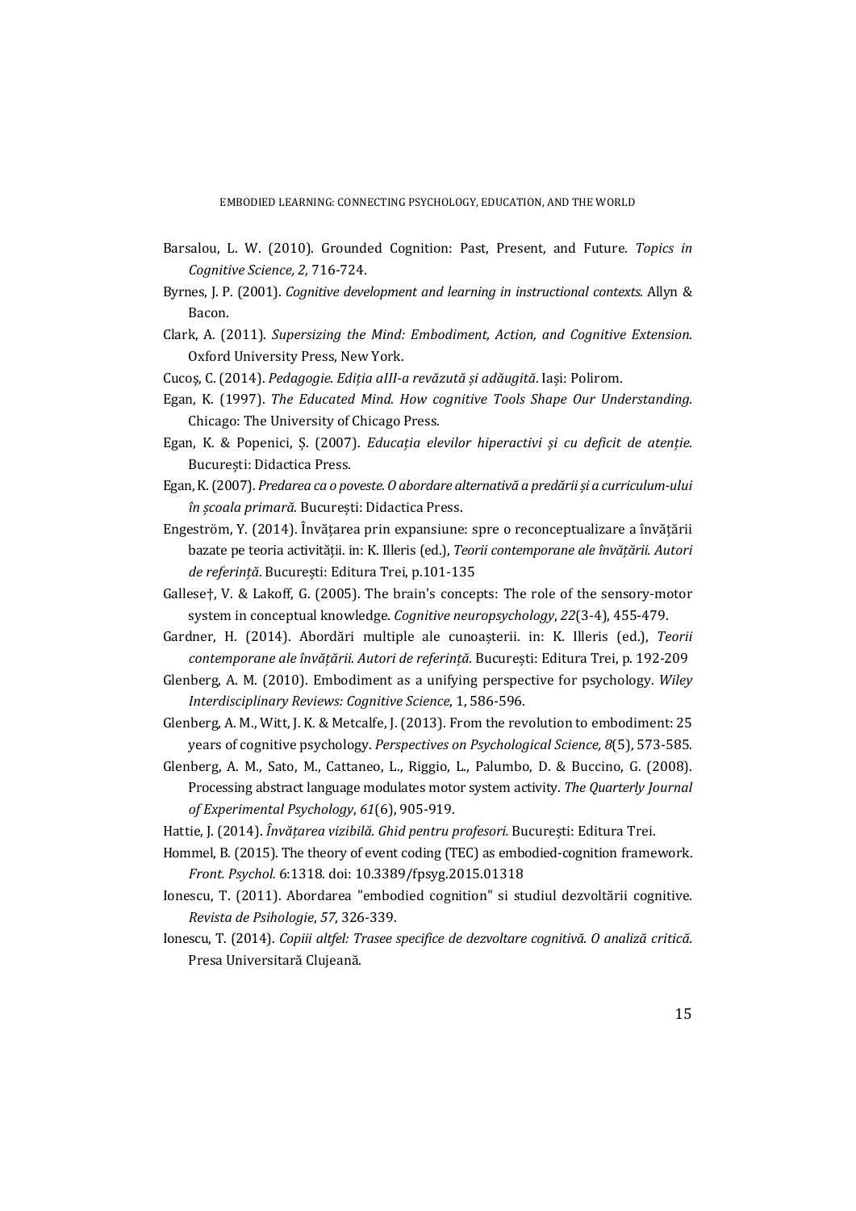Barsalou, L. W. (2010). Grounded Cognition: Past, Present, and Future. *Topics in Cognitive Science, 2,* 716-724.

Byrnes, J. P. (2001). *Cognitive development and learning in instructional contexts.* Allyn & Bacon.

Clark, A. (2011). *Supersizing the Mind: Embodiment, Action, and Cognitive Extension*. Oxford University Press, New York.

Cucoș, C. (2014). *Pedagogie. Ediția aIII-a revăzută și adăugită*. Iași: Polirom.

Egan, K. (1997). *The Educated Mind. How cognitive Tools Shape Our Understanding.* Chicago: The University of Chicago Press.

Egan, K. & Popenici, Ș. (2007). *Educația elevilor hiperactivi și cu deficit de atenție.* București: Didactica Press.

Egan, K. (2007). *Predarea ca o poveste. O abordare alternativă a predării și a curriculum-ului în școala primară.* București: Didactica Press.

Engeström, Y. (2014). Învățarea prin expansiune: spre o reconceptualizare a învățării bazate pe teoria activității. in: K. Illeris (ed.), *Teorii contemporane ale învățării. Autori de referință*. București: Editura Trei, p.101-135

Gallese†, V. & Lakoff, G. (2005). The brain's concepts: The role of the sensory-motor system in conceptual knowledge. *Cognitive neuropsychology*, *22*(3-4), 455-479.

Gardner, H. (2014). Abordări multiple ale cunoașterii. in: K. Illeris (ed.), *Teorii contemporane ale învățării. Autori de referință*. București: Editura Trei, p. 192-209

Glenberg, A. M. (2010). Embodiment as a unifying perspective for psychology. *Wiley Interdisciplinary Reviews: Cognitive Science*, 1, 586-596.

Glenberg, A. M., Witt, J. K. & Metcalfe, J. (2013). From the revolution to embodiment: 25 years of cognitive psychology. *Perspectives on Psychological Science, 8*(5), 573-585.

Glenberg, A. M., Sato, M., Cattaneo, L., Riggio, L., Palumbo, D. & Buccino, G. (2008). Processing abstract language modulates motor system activity. *The Quarterly Journal of Experimental Psychology*, *61*(6), 905-919.

Hattie, J. (2014). *Învățarea vizibilă. Ghid pentru profesori.* București: Editura Trei.

Hommel, B. (2015). The theory of event coding (TEC) as embodied-cognition framework. *Front. Psychol.* 6:1318. doi: 10.3389/fpsyg.2015.01318

Ionescu, T. (2011). Abordarea "embodied cognition" si studiul dezvoltării cognitive. *Revista de Psihologie*, *57*, 326-339.

Ionescu, T. (2014). *Copiii altfel: Trasee specifice de dezvoltare cognitivă. O analiză critică.* Presa Universitară Clujeană.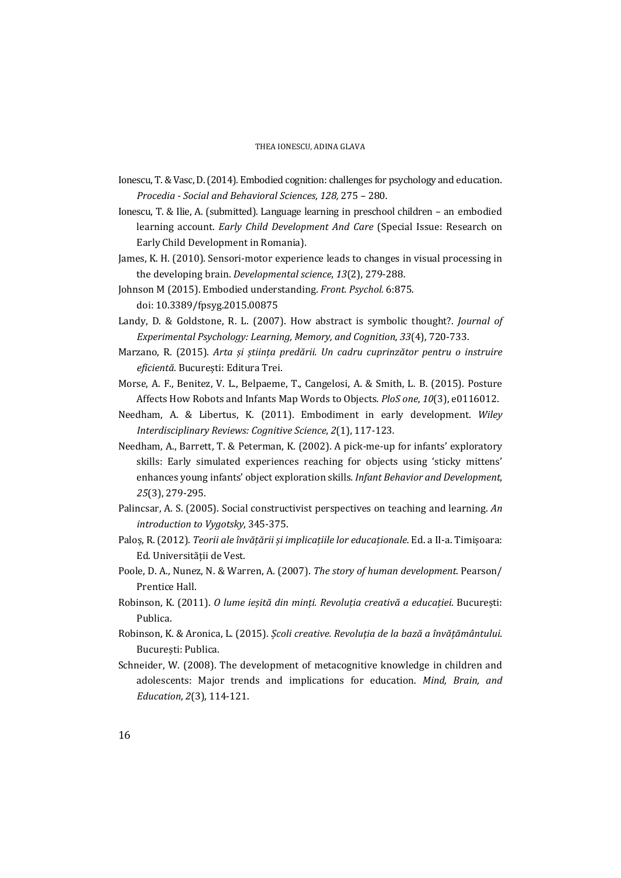Ionescu, T. & Vasc, D. (2014). Embodied cognition: challenges for psychology and education. *Procedia - Social and Behavioral Sciences, 128,* 275 – 280.

Ionescu, T. & Ilie, A. (submitted). Language learning in preschool children – an embodied learning account. *Early Child Development And Care* (Special Issue: Research on Early Child Development in Romania).

James, K. H. (2010). Sensori-motor experience leads to changes in visual processing in the developing brain. *Developmental science*, *13*(2), 279-288.

Johnson M (2015). Embodied understanding. *Front. Psychol.* 6:875. doi: 10.3389/fpsyg.2015.00875

Landy, D. & Goldstone, R. L. (2007). How abstract is symbolic thought?. *Journal of Experimental Psychology: Learning, Memory, and Cognition*, *33*(4), 720-733.

Marzano, R. (2015). *Arta și știința predării. Un cadru cuprinzător pentru o instruire eficientă.* București: Editura Trei.

Morse, A. F., Benitez, V. L., Belpaeme, T., Cangelosi, A. & Smith, L. B. (2015). Posture Affects How Robots and Infants Map Words to Objects. *PloS one*, *10*(3), e0116012.

Needham, A. & Libertus, K. (2011). Embodiment in early development. *Wiley Interdisciplinary Reviews: Cognitive Science*, *2*(1), 117-123.

Needham, A., Barrett, T. & Peterman, K. (2002). A pick-me-up for infants' exploratory skills: Early simulated experiences reaching for objects using 'sticky mittens' enhances young infants' object exploration skills. *Infant Behavior and Development*, *25*(3), 279-295.

Palincsar, A. S. (2005). Social constructivist perspectives on teaching and learning. *An introduction to Vygotsky*, 345-375.

Paloș, R. (2012). *Teorii ale învățării și implicațiile lor educaționale*. Ed. a II-a. Timișoara: Ed. Universității de Vest.

Poole, D. A., Nunez, N. & Warren, A. (2007). *The story of human development*. Pearson/ Prentice Hall.

Robinson, K. (2011). *O lume ieșită din minți. Revoluția creativă a educației*. București: Publica.

Robinson, K. & Aronica, L. (2015). *Școli creative. Revoluția de la bază a învățământului.* București: Publica.

Schneider, W. (2008). The development of metacognitive knowledge in children and adolescents: Major trends and implications for education. *Mind, Brain, and Education*, *2*(3), 114-121.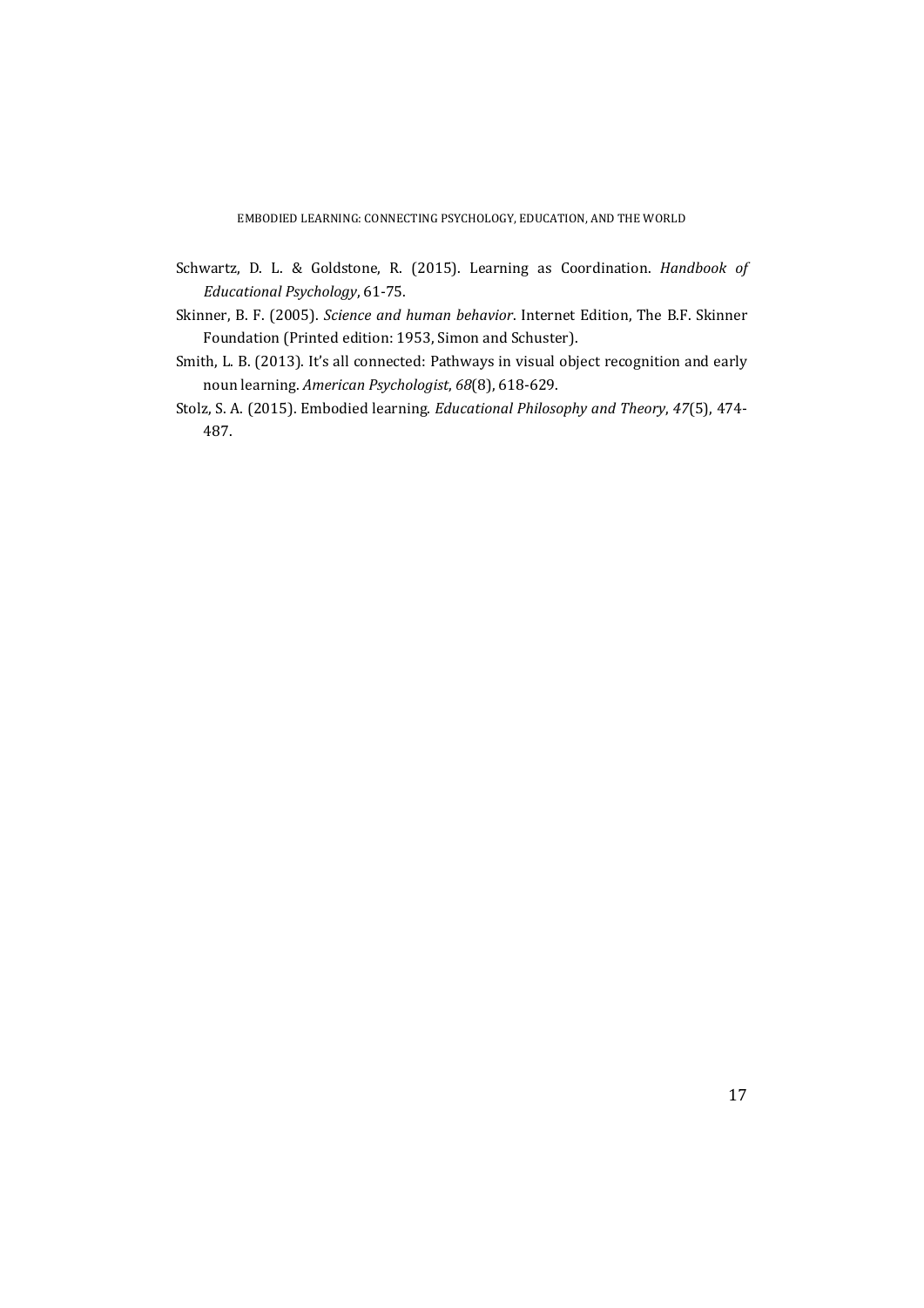Schwartz, D. L. & Goldstone, R. (2015). Learning as Coordination. *Handbook of Educational Psychology*, 61-75.

Skinner, B. F. (2005). *Science and human behavior*. Internet Edition, The B.F. Skinner Foundation (Printed edition: 1953, Simon and Schuster).

Smith, L. B. (2013). It's all connected: Pathways in visual object recognition and early noun learning. *American Psychologist*, *68*(8), 618-629.

Stolz, S. A. (2015). Embodied learning. *Educational Philosophy and Theory*, *47*(5), 474-487.